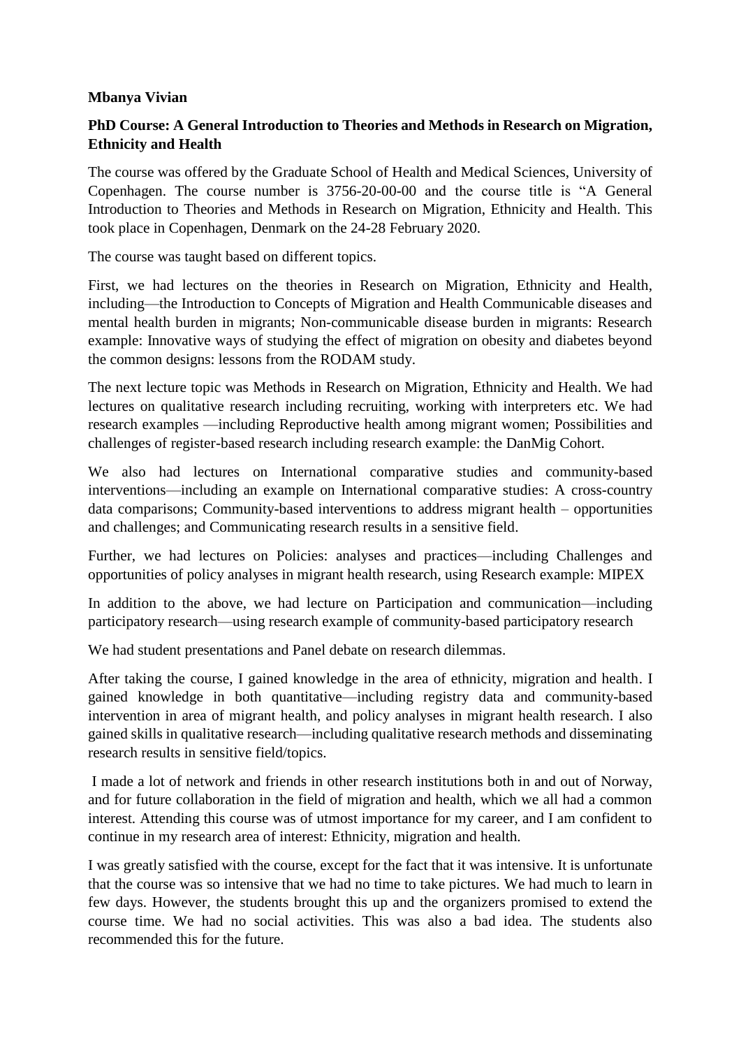**Mbanya Vivian**

**PhD Course: A General Introduction to Theories and Methods in Research on Migration, Ethnicity and Health**

The course was offered by the Graduate School of Health and Medical Sciences, University of Copenhagen. The course number is 3756-20-00-00 and the course title is "A General Introduction to Theories and Methods in Research on Migration, Ethnicity and Health. This took place in Copenhagen, Denmark on the 24-28 February 2020.

The course was taught based on different topics.

First, we had lectures on the theories in Research on Migration, Ethnicity and Health, including—the Introduction to Concepts of Migration and Health Communicable diseases and mental health burden in migrants; Non-communicable disease burden in migrants: Research example: Innovative ways of studying the effect of migration on obesity and diabetes beyond the common designs: lessons from the RODAM study.

The next lecture topic was Methods in Research on Migration, Ethnicity and Health. We had lectures on qualitative research including recruiting, working with interpreters etc. We had research examples —including Reproductive health among migrant women; Possibilities and challenges of register-based research including research example: the DanMig Cohort.

We also had lectures on International comparative studies and community-based interventions—including an example on International comparative studies: A cross-country data comparisons; Community-based interventions to address migrant health – opportunities and challenges; and Communicating research results in a sensitive field.

Further, we had lectures on Policies: analyses and practices—including Challenges and opportunities of policy analyses in migrant health research, using Research example: MIPEX

In addition to the above, we had lecture on Participation and communication—including participatory research—using research example of community-based participatory research

We had student presentations and Panel debate on research dilemmas.

After taking the course, I gained knowledge in the area of ethnicity, migration and health. I gained knowledge in both quantitative—including registry data and community-based intervention in area of migrant health, and policy analyses in migrant health research. I also gained skills in qualitative research—including qualitative research methods and disseminating research results in sensitive field/topics.

I made a lot of network and friends in other research institutions both in and out of Norway, and for future collaboration in the field of migration and health, which we all had a common interest. Attending this course was of utmost importance for my career, and I am confident to continue in my research area of interest: Ethnicity, migration and health.

I was greatly satisfied with the course, except for the fact that it was intensive. It is unfortunate that the course was so intensive that we had no time to take pictures. We had much to learn in few days. However, the students brought this up and the organizers promised to extend the course time. We had no social activities. This was also a bad idea. The students also recommended this for the future.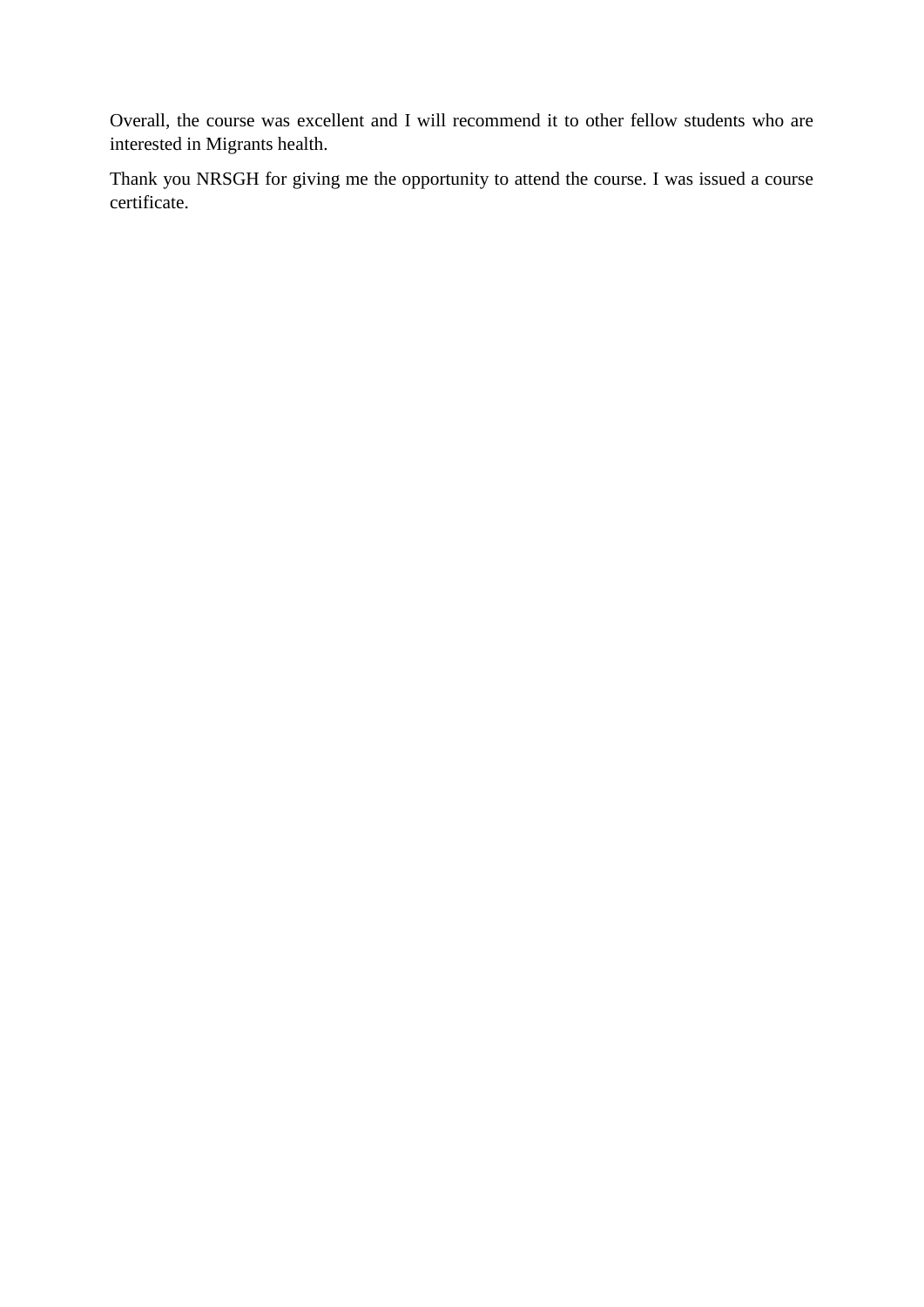Overall, the course was excellent and I will recommend it to other fellow students who are interested in Migrants health.

Thank you NRSGH for giving me the opportunity to attend the course. I was issued a course certificate.